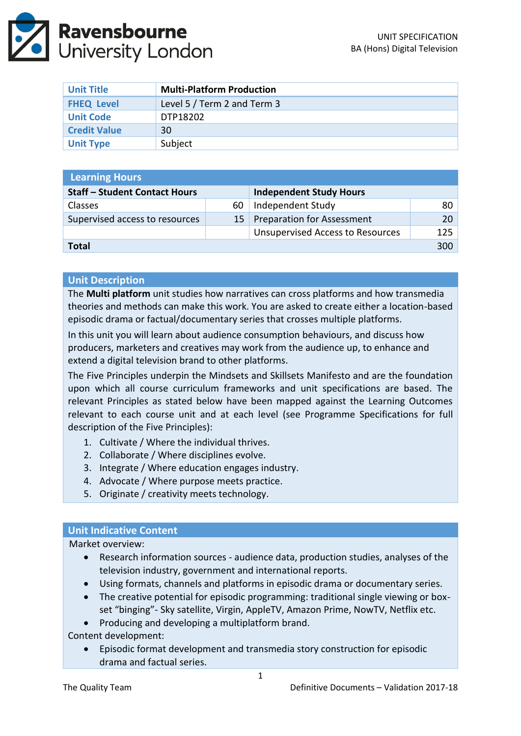Ravensbourne University London

UNIT SPECIFICATION
BA (Hons) Digital Television

| Unit Title | Multi-Platform Production |
|---|---|
| FHEQ Level | Level 5 / Term 2 and Term 3 |
| Unit Code | DTP18202 |
| Credit Value | 30 |
| Unit Type | Subject |

| Learning Hours | | | |
|---|---|---|---|
| **Staff – Student Contact Hours** | | **Independent Study Hours** | |
| Classes | 60 | Independent Study | 80 |
| Supervised access to resources | 15 | Preparation for Assessment | 20 |
| | | Unsupervised Access to Resources | 125 |
| **Total** | | | 300 |

## Unit Description

The **Multi platform** unit studies how narratives can cross platforms and how transmedia theories and methods can make this work. You are asked to create either a location-based episodic drama or factual/documentary series that crosses multiple platforms.

In this unit you will learn about audience consumption behaviours, and discuss how producers, marketers and creatives may work from the audience up, to enhance and extend a digital television brand to other platforms.

The Five Principles underpin the Mindsets and Skillsets Manifesto and are the foundation upon which all course curriculum frameworks and unit specifications are based. The relevant Principles as stated below have been mapped against the Learning Outcomes relevant to each course unit and at each level (see Programme Specifications for full description of the Five Principles):

1. Cultivate / Where the individual thrives.
2. Collaborate / Where disciplines evolve.
3. Integrate / Where education engages industry.
4. Advocate / Where purpose meets practice.
5. Originate / creativity meets technology.

## Unit Indicative Content

Market overview:

- Research information sources - audience data, production studies, analyses of the television industry, government and international reports.
- Using formats, channels and platforms in episodic drama or documentary series.
- The creative potential for episodic programming: traditional single viewing or box-set "binging"- Sky satellite, Virgin, AppleTV, Amazon Prime, NowTV, Netflix etc.
- Producing and developing a multiplatform brand.

Content development:

- Episodic format development and transmedia story construction for episodic drama and factual series.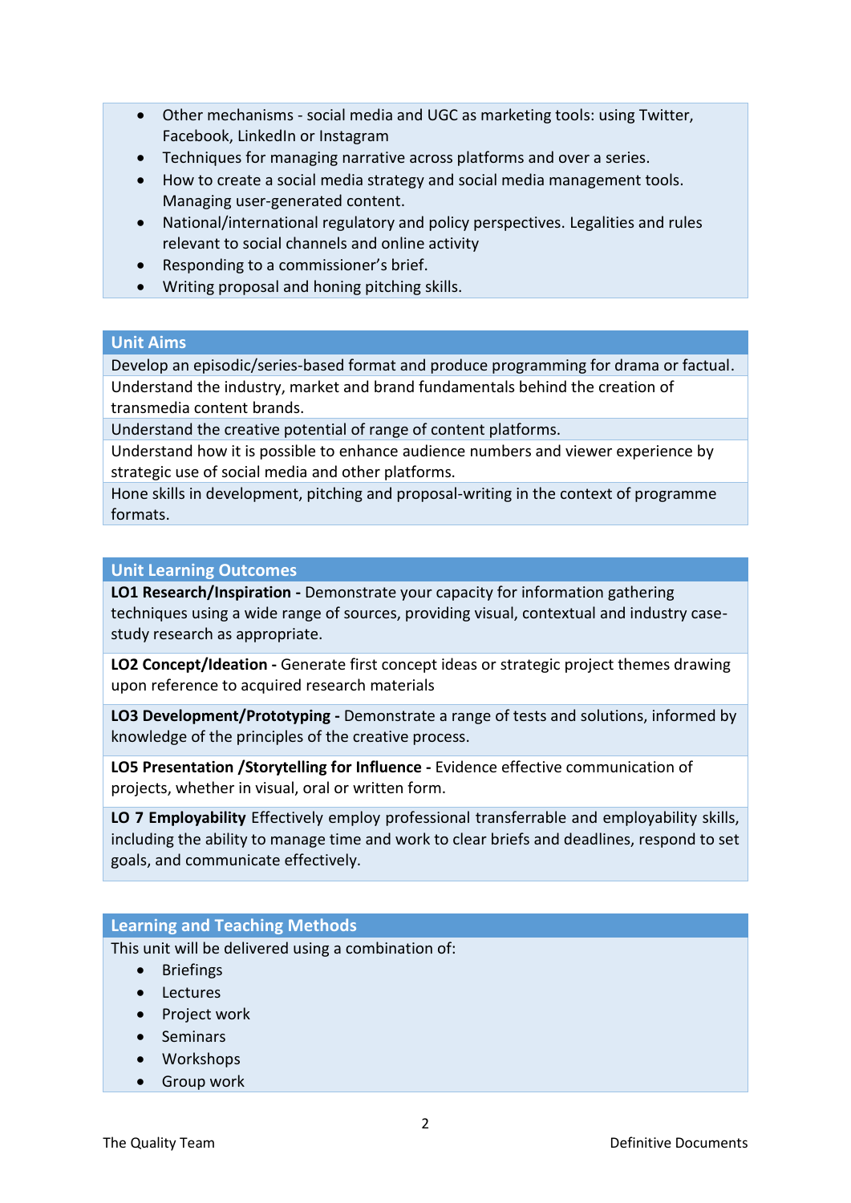- Other mechanisms - social media and UGC as marketing tools: using Twitter, Facebook, LinkedIn or Instagram
- Techniques for managing narrative across platforms and over a series.
- How to create a social media strategy and social media management tools. Managing user-generated content.
- National/international regulatory and policy perspectives. Legalities and rules relevant to social channels and online activity
- Responding to a commissioner's brief.
- Writing proposal and honing pitching skills.

## Unit Aims

Develop an episodic/series-based format and produce programming for drama or factual.

Understand the industry, market and brand fundamentals behind the creation of transmedia content brands.

Understand the creative potential of range of content platforms.

Understand how it is possible to enhance audience numbers and viewer experience by strategic use of social media and other platforms.

Hone skills in development, pitching and proposal-writing in the context of programme formats.

## Unit Learning Outcomes

**LO1 Research/Inspiration -** Demonstrate your capacity for information gathering techniques using a wide range of sources, providing visual, contextual and industry case-study research as appropriate.

**LO2 Concept/Ideation -** Generate first concept ideas or strategic project themes drawing upon reference to acquired research materials

**LO3 Development/Prototyping -** Demonstrate a range of tests and solutions, informed by knowledge of the principles of the creative process.

**LO5 Presentation /Storytelling for Influence -** Evidence effective communication of projects, whether in visual, oral or written form.

**LO 7 Employability** Effectively employ professional transferrable and employability skills, including the ability to manage time and work to clear briefs and deadlines, respond to set goals, and communicate effectively.

## Learning and Teaching Methods

This unit will be delivered using a combination of:

- Briefings
- Lectures
- Project work
- Seminars
- Workshops
- Group work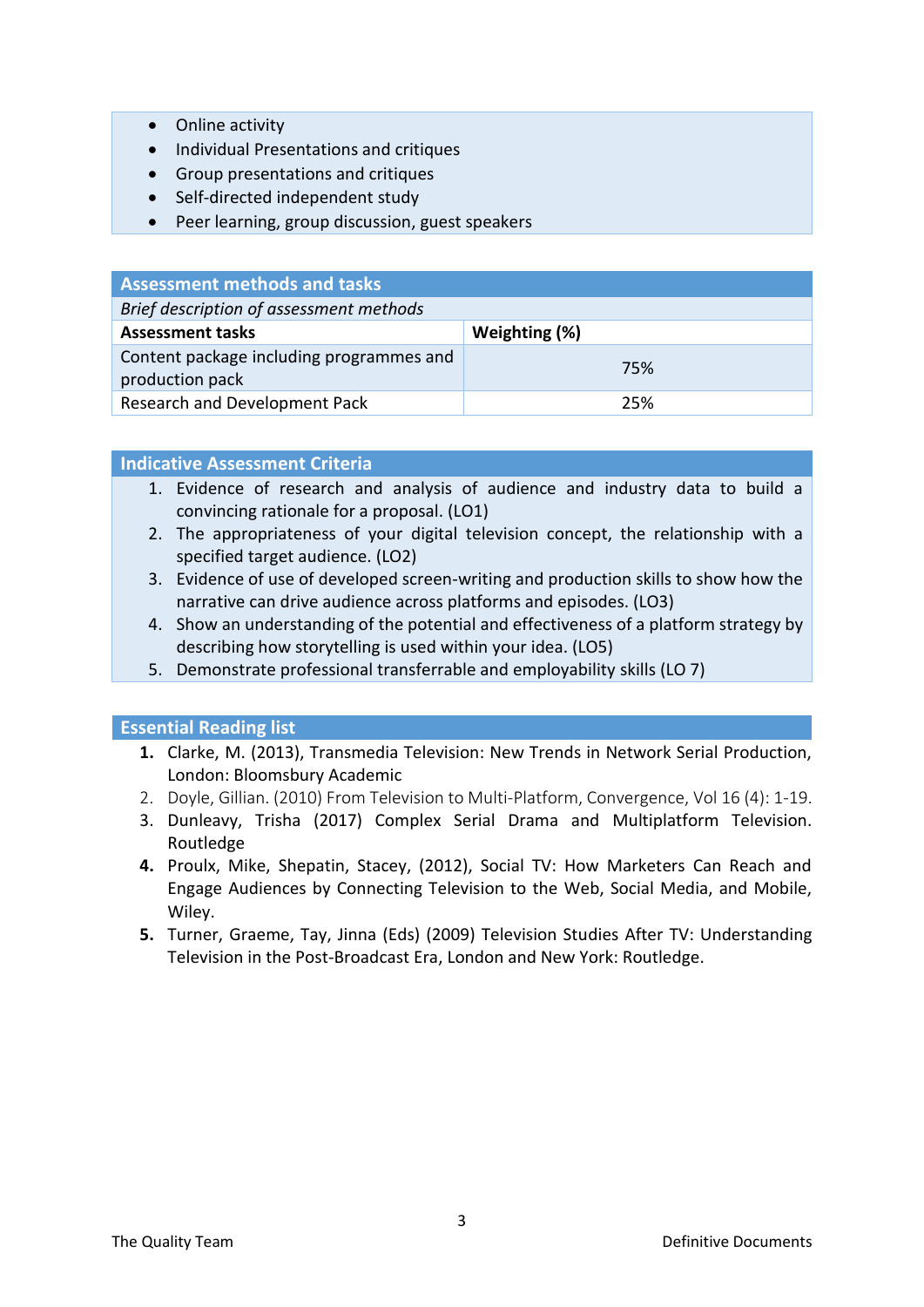- Online activity
- Individual Presentations and critiques
- Group presentations and critiques
- Self-directed independent study
- Peer learning, group discussion, guest speakers

## Assessment methods and tasks

*Brief description of assessment methods*

| Assessment tasks | Weighting (%) |
|---|---|
| Content package including programmes and production pack | 75% |
| Research and Development Pack | 25% |

## Indicative Assessment Criteria

1. Evidence of research and analysis of audience and industry data to build a convincing rationale for a proposal. (LO1)
2. The appropriateness of your digital television concept, the relationship with a specified target audience. (LO2)
3. Evidence of use of developed screen-writing and production skills to show how the narrative can drive audience across platforms and episodes. (LO3)
4. Show an understanding of the potential and effectiveness of a platform strategy by describing how storytelling is used within your idea. (LO5)
5. Demonstrate professional transferrable and employability skills (LO 7)

## Essential Reading list

1. Clarke, M. (2013), Transmedia Television: New Trends in Network Serial Production, London: Bloomsbury Academic
2. Doyle, Gillian. (2010) From Television to Multi-Platform, Convergence, Vol 16 (4): 1-19.
3. Dunleavy, Trisha (2017) Complex Serial Drama and Multiplatform Television. Routledge
4. Proulx, Mike, Shepatin, Stacey, (2012), Social TV: How Marketers Can Reach and Engage Audiences by Connecting Television to the Web, Social Media, and Mobile, Wiley.
5. Turner, Graeme, Tay, Jinna (Eds) (2009) Television Studies After TV: Understanding Television in the Post-Broadcast Era, London and New York: Routledge.